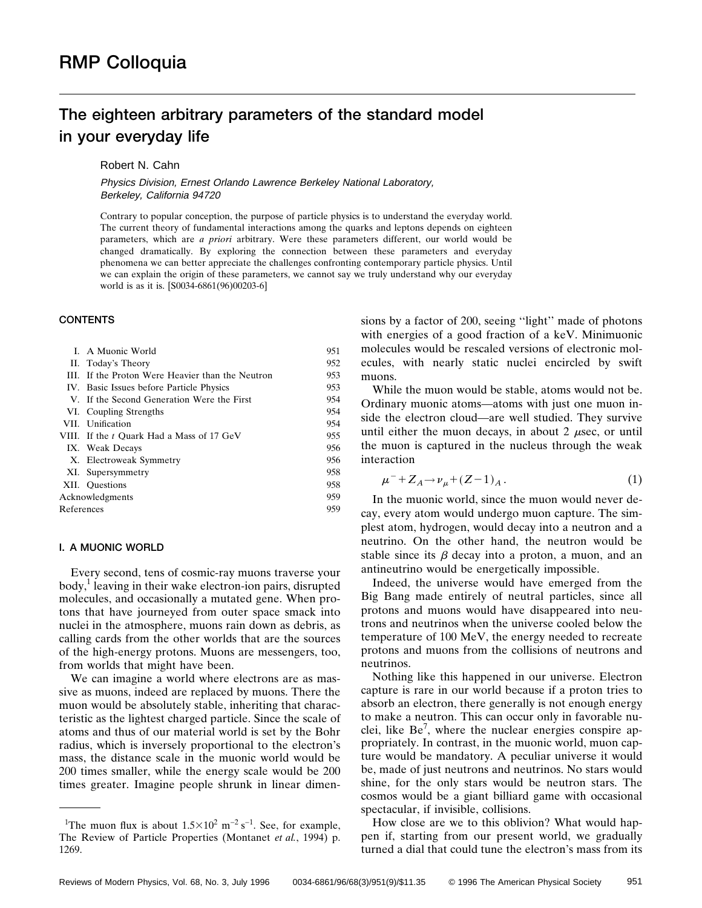# RMP Colloquia

## The eighteen arbitrary parameters of the standard model in your everyday life

Robert N. Cahn

*Physics Division, Ernest Orlando Lawrence Berkeley National Laboratory, Berkeley, California 94720*

Contrary to popular conception, the purpose of particle physics is to understand the everyday world. The current theory of fundamental interactions among the quarks and leptons depends on eighteen parameters, which are *a priori* arbitrary. Were these parameters different, our world would be changed dramatically. By exploring the connection between these parameters and everyday phenomena we can better appreciate the challenges confronting contemporary particle physics. Until we can explain the origin of these parameters, we cannot say we truly understand why our everyday world is as it is. [S0034-6861(96)00203-6]

### CONTENTS

| | | |
|---|---|---|
| I. | A Muonic World | 951 |
| II. | Today's Theory | 952 |
| III. | If the Proton Were Heavier than the Neutron | 953 |
| IV. | Basic Issues before Particle Physics | 953 |
| V. | If the Second Generation Were the First | 954 |
| VI. | Coupling Strengths | 954 |
| VII. | Unification | 954 |
| VIII. | If the *t* Quark Had a Mass of 17 GeV | 955 |
| IX. | Weak Decays | 956 |
| X. | Electroweak Symmetry | 956 |
| XI. | Supersymmetry | 958 |
| XII. | Questions | 958 |
| | Acknowledgments | 959 |
| | References | 959 |

### I. A MUONIC WORLD

Every second, tens of cosmic-ray muons traverse your body,[1] leaving in their wake electron-ion pairs, disrupted molecules, and occasionally a mutated gene. When protons that have journeyed from outer space smack into nuclei in the atmosphere, muons rain down as debris, as calling cards from the other worlds that are the sources of the high-energy protons. Muons are messengers, too, from worlds that might have been.

We can imagine a world where electrons are as massive as muons, indeed are replaced by muons. There the muon would be absolutely stable, inheriting that characteristic as the lightest charged particle. Since the scale of atoms and thus of our material world is set by the Bohr radius, which is inversely proportional to the electron's mass, the distance scale in the muonic world would be 200 times smaller, while the energy scale would be 200 times greater. Imagine people shrunk in linear dimensions by a factor of 200, seeing "light" made of photons with energies of a good fraction of a keV. Minimuonic molecules would be rescaled versions of electronic molecules, with nearly static nuclei encircled by swift muons.

While the muon would be stable, atoms would not be. Ordinary muonic atoms—atoms with just one muon inside the electron cloud—are well studied. They survive until either the muon decays, in about 2 $\mu$sec, or until the muon is captured in the nucleus through the weak interaction

$$\mu^- + Z_A \to \nu_\mu + (Z-1)_A . \tag{1}$$

In the muonic world, since the muon would never decay, every atom would undergo muon capture. The simplest atom, hydrogen, would decay into a neutron and a neutrino. On the other hand, the neutron would be stable since its $\beta$ decay into a proton, a muon, and an antineutrino would be energetically impossible.

Indeed, the universe would have emerged from the Big Bang made entirely of neutral particles, since all protons and muons would have disappeared into neutrons and neutrinos when the universe cooled below the temperature of 100 MeV, the energy needed to recreate protons and muons from the collisions of neutrons and neutrinos.

Nothing like this happened in our universe. Electron capture is rare in our world because if a proton tries to absorb an electron, there generally is not enough energy to make a neutron. This can occur only in favorable nuclei, like $Be^7$, where the nuclear energies conspire appropriately. In contrast, in the muonic world, muon capture would be mandatory. A peculiar universe it would be, made of just neutrons and neutrinos. No stars would shine, for the only stars would be neutron stars. The cosmos would be a giant billiard game with occasional spectacular, if invisible, collisions.

How close are we to this oblivion? What would happen if, starting from our present world, we gradually turned a dial that could tune the electron's mass from its

---

[1] The muon flux is about $1.5\times10^2$ m$^{-2}$ s$^{-1}$. See, for example, The Review of Particle Properties (Montanet *et al.*, 1994) p. 1269.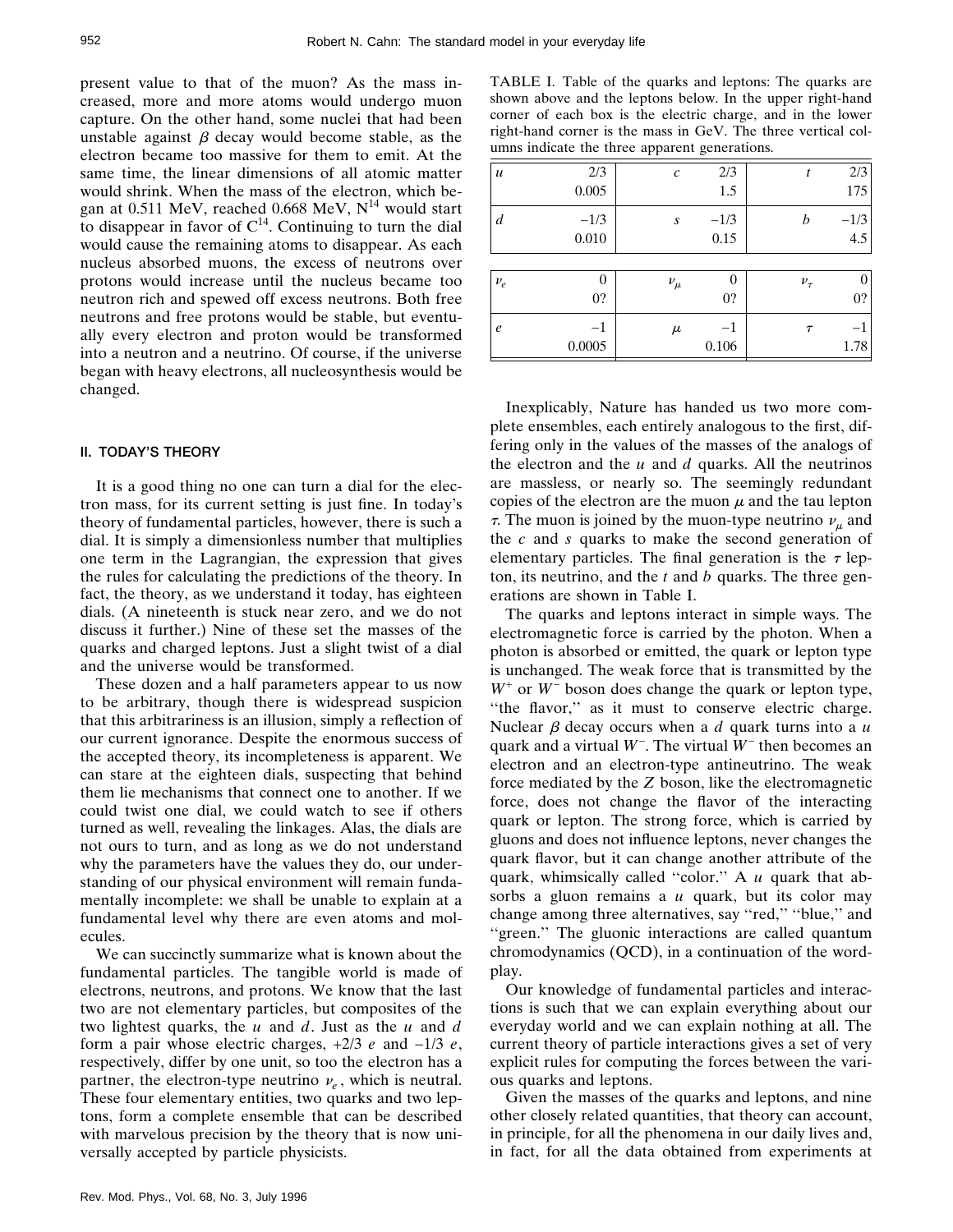present value to that of the muon? As the mass increased, more and more atoms would undergo muon capture. On the other hand, some nuclei that had been unstable against $\beta$ decay would become stable, as the electron became too massive for them to emit. At the same time, the linear dimensions of all atomic matter would shrink. When the mass of the electron, which began at 0.511 MeV, reached 0.668 MeV, $N^{14}$ would start to disappear in favor of $C^{14}$. Continuing to turn the dial would cause the remaining atoms to disappear. As each nucleus absorbed muons, the excess of neutrons over protons would increase until the nucleus became too neutron rich and spewed off excess neutrons. Both free neutrons and free protons would be stable, but eventually every electron and proton would be transformed into a neutron and a neutrino. Of course, if the universe began with heavy electrons, all nucleosynthesis would be changed.

## II. TODAY'S THEORY

It is a good thing no one can turn a dial for the electron mass, for its current setting is just fine. In today's theory of fundamental particles, however, there is such a dial. It is simply a dimensionless number that multiplies one term in the Lagrangian, the expression that gives the rules for calculating the predictions of the theory. In fact, the theory, as we understand it today, has eighteen dials. (A nineteenth is stuck near zero, and we do not discuss it further.) Nine of these set the masses of the quarks and charged leptons. Just a slight twist of a dial and the universe would be transformed.

These dozen and a half parameters appear to us now to be arbitrary, though there is widespread suspicion that this arbitrariness is an illusion, simply a reflection of our current ignorance. Despite the enormous success of the accepted theory, its incompleteness is apparent. We can stare at the eighteen dials, suspecting that behind them lie mechanisms that connect one to another. If we could twist one dial, we could watch to see if others turned as well, revealing the linkages. Alas, the dials are not ours to turn, and as long as we do not understand why the parameters have the values they do, our understanding of our physical environment will remain fundamentally incomplete: we shall be unable to explain at a fundamental level why there are even atoms and molecules.

We can succinctly summarize what is known about the fundamental particles. The tangible world is made of electrons, neutrons, and protons. We know that the last two are not elementary particles, but composites of the two lightest quarks, the $u$ and $d$. Just as the $u$ and $d$ form a pair whose electric charges, $+2/3\ e$ and $-1/3\ e$, respectively, differ by one unit, so too the electron has a partner, the electron-type neutrino $\nu_e$, which is neutral. These four elementary entities, two quarks and two leptons, form a complete ensemble that can be described with marvelous precision by the theory that is now universally accepted by particle physicists.

TABLE I. Table of the quarks and leptons: The quarks are shown above and the leptons below. In the upper right-hand corner of each box is the electric charge, and in the lower right-hand corner is the mass in GeV. The three vertical columns indicate the three apparent generations.

| | | | | | |
|---|---|---|---|---|---|
| $u$ | 2/3<br>0.005 | $c$ | 2/3<br>1.5 | $t$ | 2/3<br>175 |
| $d$ | −1/3<br>0.010 | $s$ | −1/3<br>0.15 | $b$ | −1/3<br>4.5 |
| $\nu_e$ | 0<br>0? | $\nu_\mu$ | 0<br>0? | $\nu_\tau$ | 0<br>0? |
| $e$ | −1<br>0.0005 | $\mu$ | −1<br>0.106 | $\tau$ | −1<br>1.78 |

Inexplicably, Nature has handed us two more complete ensembles, each entirely analogous to the first, differing only in the values of the masses of the analogs of the electron and the $u$ and $d$ quarks. All the neutrinos are massless, or nearly so. The seemingly redundant copies of the electron are the muon $\mu$ and the tau lepton $\tau$. The muon is joined by the muon-type neutrino $\nu_\mu$ and the $c$ and $s$ quarks to make the second generation of elementary particles. The final generation is the $\tau$ lepton, its neutrino, and the $t$ and $b$ quarks. The three generations are shown in Table I.

The quarks and leptons interact in simple ways. The electromagnetic force is carried by the photon. When a photon is absorbed or emitted, the quark or lepton type is unchanged. The weak force that is transmitted by the $W^+$ or $W^-$ boson does change the quark or lepton type, "the flavor," as it must to conserve electric charge. Nuclear $\beta$ decay occurs when a $d$ quark turns into a $u$ quark and a virtual $W^-$. The virtual $W^-$ then becomes an electron and an electron-type antineutrino. The weak force mediated by the $Z$ boson, like the electromagnetic force, does not change the flavor of the interacting quark or lepton. The strong force, which is carried by gluons and does not influence leptons, never changes the quark flavor, but it can change another attribute of the quark, whimsically called "color." A $u$ quark that absorbs a gluon remains a $u$ quark, but its color may change among three alternatives, say "red," "blue," and "green." The gluonic interactions are called quantum chromodynamics (QCD), in a continuation of the wordplay.

Our knowledge of fundamental particles and interactions is such that we can explain everything about our everyday world and we can explain nothing at all. The current theory of particle interactions gives a set of very explicit rules for computing the forces between the various quarks and leptons.

Given the masses of the quarks and leptons, and nine other closely related quantities, that theory can account, in principle, for all the phenomena in our daily lives and, in fact, for all the data obtained from experiments at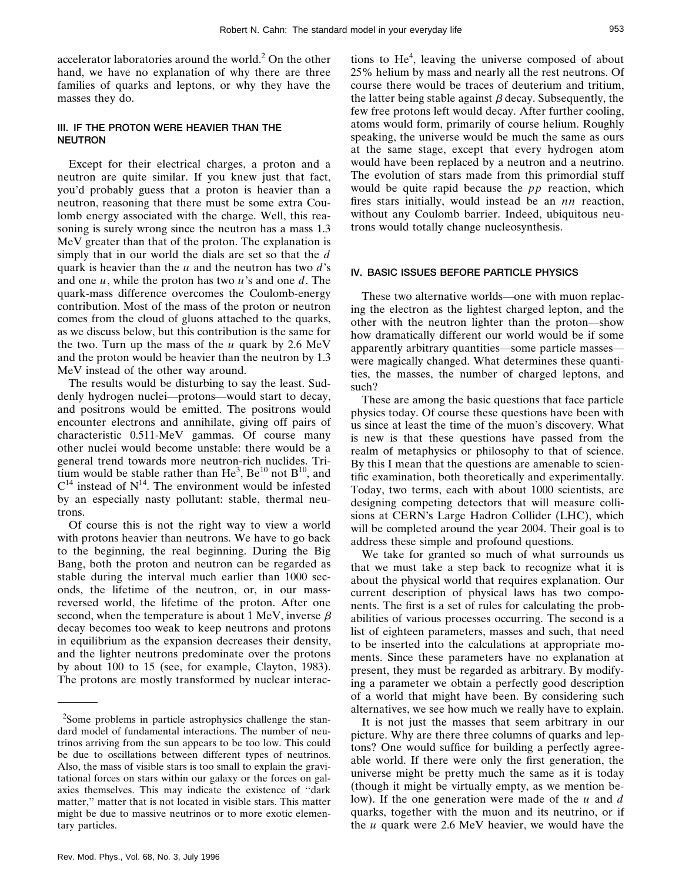accelerator laboratories around the world.[2] On the other hand, we have no explanation of why there are three families of quarks and leptons, or why they have the masses they do.

## III. IF THE PROTON WERE HEAVIER THAN THE NEUTRON

Except for their electrical charges, a proton and a neutron are quite similar. If you knew just that fact, you'd probably guess that a proton is heavier than a neutron, reasoning that there must be some extra Coulomb energy associated with the charge. Well, this reasoning is surely wrong since the neutron has a mass 1.3 MeV greater than that of the proton. The explanation is simply that in our world the dials are set so that the $d$ quark is heavier than the $u$ and the neutron has two $d$'s and one $u$, while the proton has two $u$'s and one $d$. The quark-mass difference overcomes the Coulomb-energy contribution. Most of the mass of the proton or neutron comes from the cloud of gluons attached to the quarks, as we discuss below, but this contribution is the same for the two. Turn up the mass of the $u$ quark by 2.6 MeV and the proton would be heavier than the neutron by 1.3 MeV instead of the other way around.

The results would be disturbing to say the least. Suddenly hydrogen nuclei—protons—would start to decay, and positrons would be emitted. The positrons would encounter electrons and annihilate, giving off pairs of characteristic 0.511-MeV gammas. Of course many other nuclei would become unstable: there would be a general trend towards more neutron-rich nuclides. Tritium would be stable rather than $He^3$, $Be^{10}$ not $B^{10}$, and $C^{14}$ instead of $N^{14}$. The environment would be infested by an especially nasty pollutant: stable, thermal neutrons.

Of course this is not the right way to view a world with protons heavier than neutrons. We have to go back to the beginning, the real beginning. During the Big Bang, both the proton and neutron can be regarded as stable during the interval much earlier than 1000 seconds, the lifetime of the neutron, or, in our mass-reversed world, the lifetime of the proton. After one second, when the temperature is about 1 MeV, inverse $\beta$ decay becomes too weak to keep neutrons and protons in equilibrium as the expansion decreases their density, and the lighter neutrons predominate over the protons by about 100 to 15 (see, for example, Clayton, 1983). The protons are mostly transformed by nuclear interactions to $He^4$, leaving the universe composed of about 25% helium by mass and nearly all the rest neutrons. Of course there would be traces of deuterium and tritium, the latter being stable against $\beta$ decay. Subsequently, the few free protons left would decay. After further cooling, atoms would form, primarily of course helium. Roughly speaking, the universe would be much the same as ours at the same stage, except that every hydrogen atom would have been replaced by a neutron and a neutrino. The evolution of stars made from this primordial stuff would be quite rapid because the $pp$ reaction, which fires stars initially, would instead be an $nn$ reaction, without any Coulomb barrier. Indeed, ubiquitous neutrons would totally change nucleosynthesis.

## IV. BASIC ISSUES BEFORE PARTICLE PHYSICS

These two alternative worlds—one with muon replacing the electron as the lightest charged lepton, and the other with the neutron lighter than the proton—show how dramatically different our world would be if some apparently arbitrary quantities—some particle masses—were magically changed. What determines these quantities, the masses, the number of charged leptons, and such?

These are among the basic questions that face particle physics today. Of course these questions have been with us since at least the time of the muon's discovery. What is new is that these questions have passed from the realm of metaphysics or philosophy to that of science. By this I mean that the questions are amenable to scientific examination, both theoretically and experimentally. Today, two terms, each with about 1000 scientists, are designing competing detectors that will measure collisions at CERN's Large Hadron Collider (LHC), which will be completed around the year 2004. Their goal is to address these simple and profound questions.

We take for granted so much of what surrounds us that we must take a step back to recognize what it is about the physical world that requires explanation. Our current description of physical laws has two components. The first is a set of rules for calculating the probabilities of various processes occurring. The second is a list of eighteen parameters, masses and such, that need to be inserted into the calculations at appropriate moments. Since these parameters have no explanation at present, they must be regarded as arbitrary. By modifying a parameter we obtain a perfectly good description of a world that might have been. By considering such alternatives, we see how much we really have to explain.

It is not just the masses that seem arbitrary in our picture. Why are there three columns of quarks and leptons? One would suffice for building a perfectly agreeable world. If there were only the first generation, the universe might be pretty much the same as it is today (though it might be virtually empty, as we mention below). If the one generation were made of the $u$ and $d$ quarks, together with the muon and its neutrino, or if the $u$ quark were 2.6 MeV heavier, we would have the

---

[2]Some problems in particle astrophysics challenge the standard model of fundamental interactions. The number of neutrinos arriving from the sun appears to be too low. This could be due to oscillations between different types of neutrinos. Also, the mass of visible stars is too small to explain the gravitational forces on stars within our galaxy or the forces on galaxies themselves. This may indicate the existence of "dark matter," matter that is not located in visible stars. This matter might be due to massive neutrinos or to more exotic elementary particles.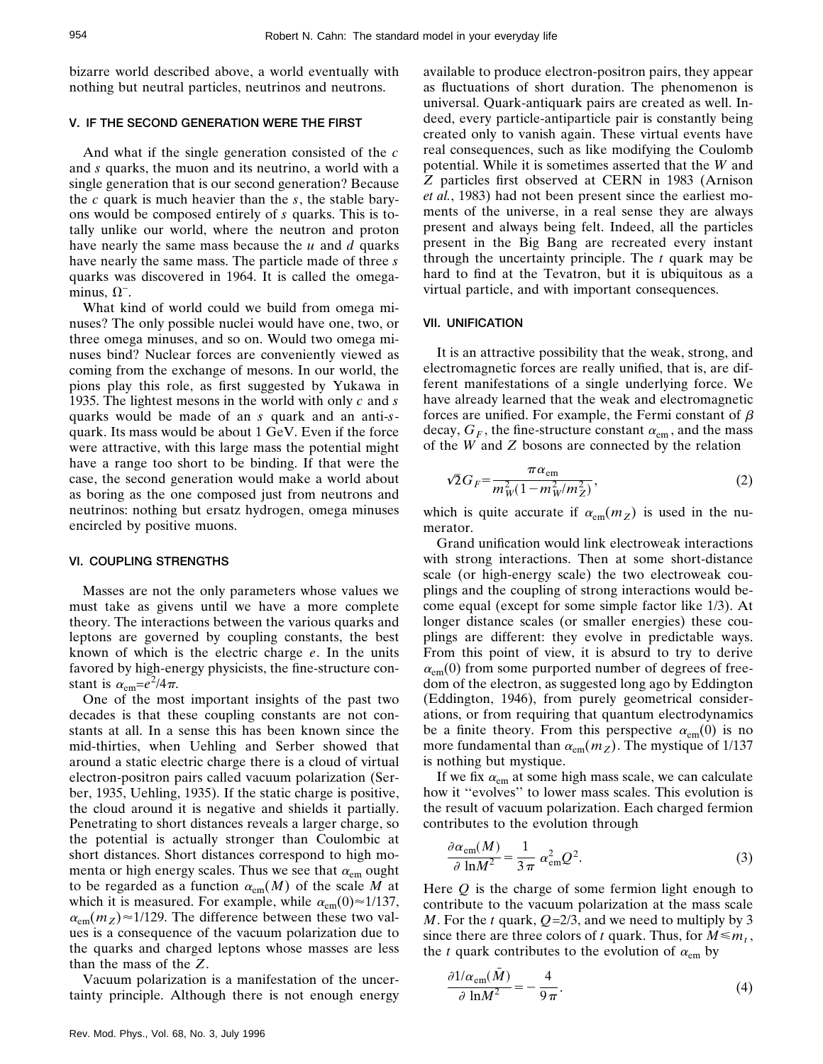bizarre world described above, a world eventually with nothing but neutral particles, neutrinos and neutrons.

## V. IF THE SECOND GENERATION WERE THE FIRST

And what if the single generation consisted of the $c$ and $s$ quarks, the muon and its neutrino, a world with a single generation that is our second generation? Because the $c$ quark is much heavier than the $s$, the stable baryons would be composed entirely of $s$ quarks. This is totally unlike our world, where the neutron and proton have nearly the same mass because the $u$ and $d$ quarks have nearly the same mass. The particle made of three $s$ quarks was discovered in 1964. It is called the omega-minus, $\Omega^-$.

What kind of world could we build from omega minuses? The only possible nuclei would have one, two, or three omega minuses, and so on. Would two omega minuses bind? Nuclear forces are conveniently viewed as coming from the exchange of mesons. In our world, the pions play this role, as first suggested by Yukawa in 1935. The lightest mesons in the world with only $c$ and $s$ quarks would be made of an $s$ quark and an anti-$s$-quark. Its mass would be about 1 GeV. Even if the force were attractive, with this large mass the potential might have a range too short to be binding. If that were the case, the second generation would make a world about as boring as the one composed just from neutrons and neutrinos: nothing but ersatz hydrogen, omega minuses encircled by positive muons.

## VI. COUPLING STRENGTHS

Masses are not the only parameters whose values we must take as givens until we have a more complete theory. The interactions between the various quarks and leptons are governed by coupling constants, the best known of which is the electric charge $e$. In the units favored by high-energy physicists, the fine-structure constant is $\alpha_{\rm em}=e^2/4\pi$.

One of the most important insights of the past two decades is that these coupling constants are not constants at all. In a sense this has been known since the mid-thirties, when Uehling and Serber showed that around a static electric charge there is a cloud of virtual electron-positron pairs called vacuum polarization (Serber, 1935, Uehling, 1935). If the static charge is positive, the cloud around it is negative and shields it partially. Penetrating to short distances reveals a larger charge, so the potential is actually stronger than Coulombic at short distances. Short distances correspond to high momenta or high energy scales. Thus we see that $\alpha_{\rm em}$ ought to be regarded as a function $\alpha_{\rm em}(M)$ of the scale $M$ at which it is measured. For example, while $\alpha_{\rm em}(0)\approx 1/137$, $\alpha_{\rm em}(m_Z)\approx 1/129$. The difference between these two values is a consequence of the vacuum polarization due to the quarks and charged leptons whose masses are less than the mass of the $Z$.

Vacuum polarization is a manifestation of the uncertainty principle. Although there is not enough energy available to produce electron-positron pairs, they appear as fluctuations of short duration. The phenomenon is universal. Quark-antiquark pairs are created as well. Indeed, every particle-antiparticle pair is constantly being created only to vanish again. These virtual events have real consequences, such as like modifying the Coulomb potential. While it is sometimes asserted that the $W$ and $Z$ particles first observed at CERN in 1983 (Arnison *et al.*, 1983) had not been present since the earliest moments of the universe, in a real sense they are always present and always being felt. Indeed, all the particles present in the Big Bang are recreated every instant through the uncertainty principle. The $t$ quark may be hard to find at the Tevatron, but it is ubiquitous as a virtual particle, and with important consequences.

## VII. UNIFICATION

It is an attractive possibility that the weak, strong, and electromagnetic forces are really unified, that is, are different manifestations of a single underlying force. We have already learned that the weak and electromagnetic forces are unified. For example, the Fermi constant of $\beta$ decay, $G_F$, the fine-structure constant $\alpha_{\rm em}$, and the mass of the $W$ and $Z$ bosons are connected by the relation

$$\sqrt{2}G_F=\frac{\pi\alpha_{\rm em}}{m_W^2(1-m_W^2/m_Z^2)},\tag{2}$$

which is quite accurate if $\alpha_{\rm em}(m_Z)$ is used in the numerator.

Grand unification would link electroweak interactions with strong interactions. Then at some short-distance scale (or high-energy scale) the two electroweak couplings and the coupling of strong interactions would become equal (except for some simple factor like 1/3). At longer distance scales (or smaller energies) these couplings are different: they evolve in predictable ways. From this point of view, it is absurd to try to derive $\alpha_{\rm em}(0)$ from some purported number of degrees of freedom of the electron, as suggested long ago by Eddington (Eddington, 1946), from purely geometrical considerations, or from requiring that quantum electrodynamics be a finite theory. From this perspective $\alpha_{\rm em}(0)$ is no more fundamental than $\alpha_{\rm em}(m_Z)$. The mystique of 1/137 is nothing but mystique.

If we fix $\alpha_{\rm em}$ at some high mass scale, we can calculate how it "evolves" to lower mass scales. This evolution is the result of vacuum polarization. Each charged fermion contributes to the evolution through

$$\frac{\partial\alpha_{\rm em}(M)}{\partial\ln M^2}=\frac{1}{3\pi}\alpha_{\rm em}^2Q^2.\tag{3}$$

Here $Q$ is the charge of some fermion light enough to contribute to the vacuum polarization at the mass scale $M$. For the $t$ quark, $Q=2/3$, and we need to multiply by 3 since there are three colors of $t$ quark. Thus, for $M\leqslant m_t$, the $t$ quark contributes to the evolution of $\alpha_{\rm em}$ by

$$\frac{\partial 1/\alpha_{\rm em}(\bar{M})}{\partial\ln M^2}=-\frac{4}{9\pi}.\tag{4}$$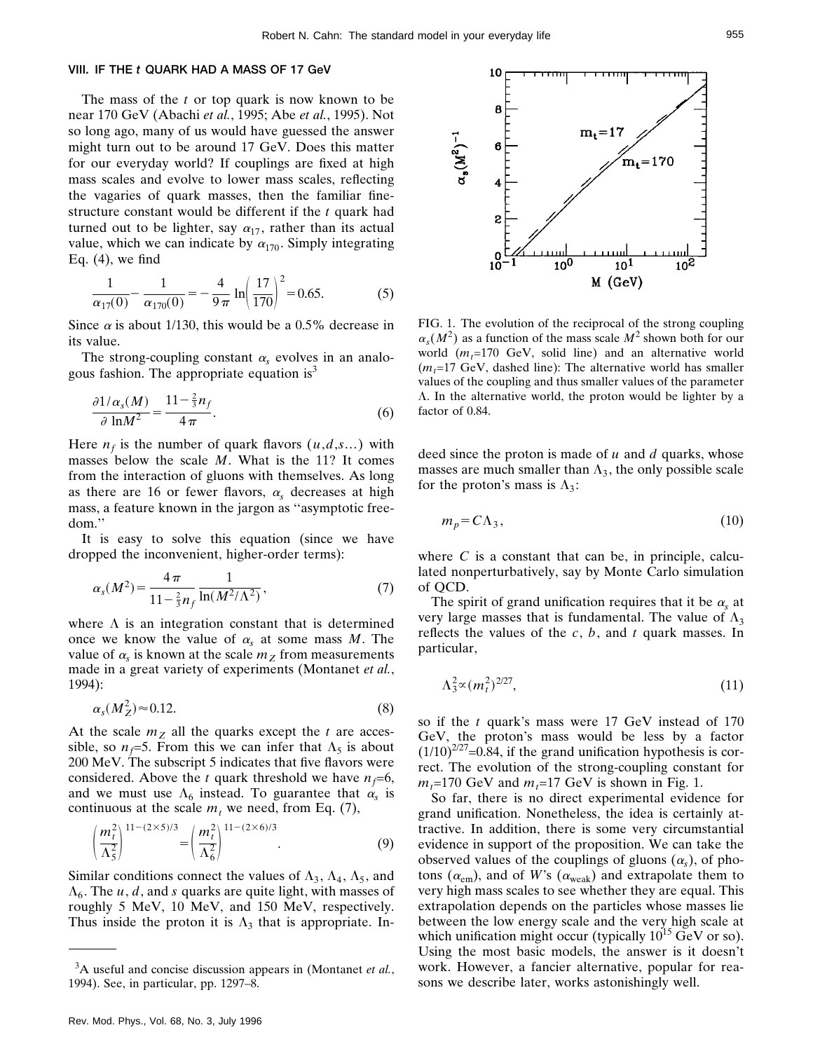## VIII. IF THE $t$ QUARK HAD A MASS OF 17 GeV

The mass of the $t$ or top quark is now known to be near 170 GeV (Abachi *et al.*, 1995; Abe *et al.*, 1995). Not so long ago, many of us would have guessed the answer might turn out to be around 17 GeV. Does this matter for our everyday world? If couplings are fixed at high mass scales and evolve to lower mass scales, reflecting the vagaries of quark masses, then the familiar fine-structure constant would be different if the $t$ quark had turned out to be lighter, say $\alpha_{17}$, rather than its actual value, which we can indicate by $\alpha_{170}$. Simply integrating Eq. (4), we find

$$\frac{1}{\alpha_{17}(0)} - \frac{1}{\alpha_{170}(0)} = -\frac{4}{9\pi}\ln\left(\frac{17}{170}\right)^2 = 0.65. \tag{5}$$

Since $\alpha$ is about 1/130, this would be a 0.5% decrease in its value.

The strong-coupling constant $\alpha_s$ evolves in an analogous fashion. The appropriate equation is[3]

$$\frac{\partial 1/\alpha_s(M)}{\partial \ln M^2} = \frac{11 - \frac{2}{3}n_f}{4\pi}. \tag{6}$$

Here $n_f$ is the number of quark flavors $(u,d,s\ldots)$ with masses below the scale $M$. What is the 11? It comes from the interaction of gluons with themselves. As long as there are 16 or fewer flavors, $\alpha_s$ decreases at high mass, a feature known in the jargon as "asymptotic freedom."

It is easy to solve this equation (since we have dropped the inconvenient, higher-order terms):

$$\alpha_s(M^2) = \frac{4\pi}{11 - \frac{2}{3}n_f}\frac{1}{\ln(M^2/\Lambda^2)}, \tag{7}$$

where $\Lambda$ is an integration constant that is determined once we know the value of $\alpha_s$ at some mass $M$. The value of $\alpha_s$ is known at the scale $m_Z$ from measurements made in a great variety of experiments (Montanet *et al.*, 1994):

$$\alpha_s(M_Z^2) \approx 0.12. \tag{8}$$

At the scale $m_Z$ all the quarks except the $t$ are accessible, so $n_f$=5. From this we can infer that $\Lambda_5$ is about 200 MeV. The subscript 5 indicates that five flavors were considered. Above the $t$ quark threshold we have $n_f$=6, and we must use $\Lambda_6$ instead. To guarantee that $\alpha_s$ is continuous at the scale $m_t$ we need, from Eq. (7),

$$\left(\frac{m_t^2}{\Lambda_5^2}\right)^{11-(2\times 5)/3} = \left(\frac{m_t^2}{\Lambda_6^2}\right)^{11-(2\times 6)/3}. \tag{9}$$

Similar conditions connect the values of $\Lambda_3$, $\Lambda_4$, $\Lambda_5$, and $\Lambda_6$. The $u$, $d$, and $s$ quarks are quite light, with masses of roughly 5 MeV, 10 MeV, and 150 MeV, respectively. Thus inside the proton it is $\Lambda_3$ that is appropriate. Indeed since the proton is made of $u$ and $d$ quarks, whose masses are much smaller than $\Lambda_3$, the only possible scale for the proton's mass is $\Lambda_3$:

$$m_p = C\Lambda_3, \tag{10}$$

where $C$ is a constant that can be, in principle, calculated nonperturbatively, say by Monte Carlo simulation of QCD.

FIG. 1. The evolution of the reciprocal of the strong coupling $\alpha_s(M^2)$ as a function of the mass scale $M^2$ shown both for our world ($m_t$=170 GeV, solid line) and an alternative world ($m_t$=17 GeV, dashed line): The alternative world has smaller values of the coupling and thus smaller values of the parameter $\Lambda$. In the alternative world, the proton would be lighter by a factor of 0.84.

The spirit of grand unification requires that it be $\alpha_s$ at very large masses that is fundamental. The value of $\Lambda_3$ reflects the values of the $c$, $b$, and $t$ quark masses. In particular,

$$\Lambda_3^2 \propto (m_t^2)^{2/27}, \tag{11}$$

so if the $t$ quark's mass were 17 GeV instead of 170 GeV, the proton's mass would be less by a factor $(1/10)^{2/27}$=0.84, if the grand unification hypothesis is correct. The evolution of the strong-coupling constant for $m_t$=170 GeV and $m_t$=17 GeV is shown in Fig. 1.

So far, there is no direct experimental evidence for grand unification. Nonetheless, the idea is certainly attractive. In addition, there is some very circumstantial evidence in support of the proposition. We can take the observed values of the couplings of gluons ($\alpha_s$), of photons ($\alpha_{\rm em}$), and of $W$'s ($\alpha_{\rm weak}$) and extrapolate them to very high mass scales to see whether they are equal. This extrapolation depends on the particles whose masses lie between the low energy scale and the very high scale at which unification might occur (typically $10^{15}$ GeV or so). Using the most basic models, the answer is it doesn't work. However, a fancier alternative, popular for reasons we describe later, works astonishingly well.

[3] A useful and concise discussion appears in (Montanet *et al.*, 1994). See, in particular, pp. 1297–8.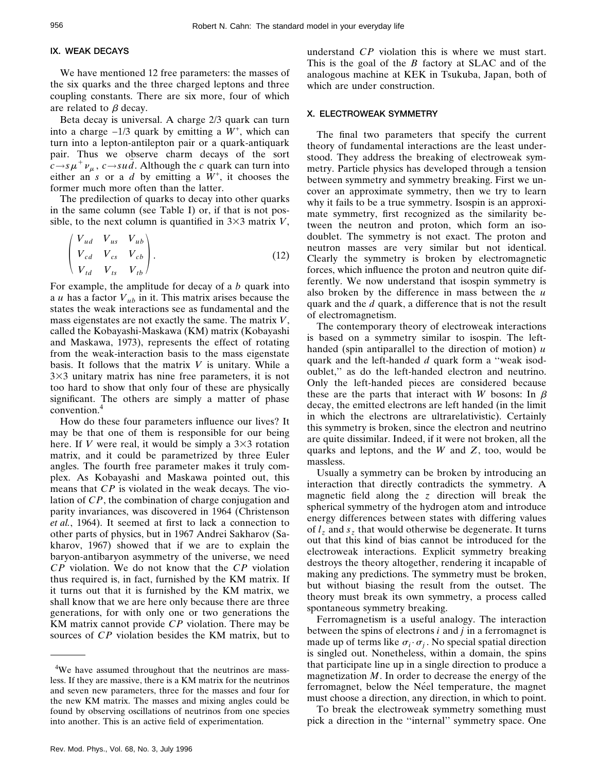## IX. WEAK DECAYS

We have mentioned 12 free parameters: the masses of the six quarks and the three charged leptons and three coupling constants. There are six more, four of which are related to $\beta$ decay.

Beta decay is universal. A charge 2/3 quark can turn into a charge $-1/3$ quark by emitting a $W^+$, which can turn into a lepton-antilepton pair or a quark-antiquark pair. Thus we observe charm decays of the sort $c \to s\mu^+\nu_\mu$, $c \to su\bar{d}$. Although the $c$ quark can turn into either an $s$ or a $d$ by emitting a $W^+$, it chooses the former much more often than the latter.

The predilection of quarks to decay into other quarks in the same column (see Table I) or, if that is not possible, to the next column is quantified in $3\times3$ matrix $V$,

$$\begin{pmatrix} V_{ud} & V_{us} & V_{ub} \\ V_{cd} & V_{cs} & V_{cb} \\ V_{td} & V_{ts} & V_{tb} \end{pmatrix}. \tag{12}$$

For example, the amplitude for decay of a $b$ quark into a $u$ has a factor $V_{ub}$ in it. This matrix arises because the states the weak interactions see as fundamental and the mass eigenstates are not exactly the same. The matrix $V$, called the Kobayashi-Maskawa (KM) matrix (Kobayashi and Maskawa, 1973), represents the effect of rotating from the weak-interaction basis to the mass eigenstate basis. It follows that the matrix $V$ is unitary. While a $3\times3$ unitary matrix has nine free parameters, it is not too hard to show that only four of these are physically significant. The others are simply a matter of phase convention.[4]

How do these four parameters influence our lives? It may be that one of them is responsible for our being here. If $V$ were real, it would be simply a $3\times3$ rotation matrix, and it could be parametrized by three Euler angles. The fourth free parameter makes it truly complex. As Kobayashi and Maskawa pointed out, this means that $CP$ is violated in the weak decays. The violation of $CP$, the combination of charge conjugation and parity invariances, was discovered in 1964 (Christenson *et al.*, 1964). It seemed at first to lack a connection to other parts of physics, but in 1967 Andrei Sakharov (Sakharov, 1967) showed that if we are to explain the baryon-antibaryon asymmetry of the universe, we need $CP$ violation. We do not know that the $CP$ violation thus required is, in fact, furnished by the KM matrix. If it turns out that it is furnished by the KM matrix, we shall know that we are here only because there are three generations, for with only one or two generations the KM matrix cannot provide $CP$ violation. There may be sources of $CP$ violation besides the KM matrix, but to understand $CP$ violation this is where we must start. This is the goal of the $B$ factory at SLAC and of the analogous machine at KEK in Tsukuba, Japan, both of which are under construction.

[4]We have assumed throughout that the neutrinos are massless. If they are massive, there is a KM matrix for the neutrinos and seven new parameters, three for the masses and four for the new KM matrix. The masses and mixing angles could be found by observing oscillations of neutrinos from one species into another. This is an active field of experimentation.

## X. ELECTROWEAK SYMMETRY

The final two parameters that specify the current theory of fundamental interactions are the least understood. They address the breaking of electroweak symmetry. Particle physics has developed through a tension between symmetry and symmetry breaking. First we uncover an approximate symmetry, then we try to learn why it fails to be a true symmetry. Isospin is an approximate symmetry, first recognized as the similarity between the neutron and proton, which form an isodoublet. The symmetry is not exact. The proton and neutron masses are very similar but not identical. Clearly the symmetry is broken by electromagnetic forces, which influence the proton and neutron quite differently. We now understand that isospin symmetry is also broken by the difference in mass between the $u$ quark and the $d$ quark, a difference that is not the result of electromagnetism.

The contemporary theory of electroweak interactions is based on a symmetry similar to isospin. The left-handed (spin antiparallel to the direction of motion) $u$ quark and the left-handed $d$ quark form a "weak isodoublet," as do the left-handed electron and neutrino. Only the left-handed pieces are considered because these are the parts that interact with $W$ bosons: In $\beta$ decay, the emitted electrons are left handed (in the limit in which the electrons are ultrarelativistic). Certainly this symmetry is broken, since the electron and neutrino are quite dissimilar. Indeed, if it were not broken, all the quarks and leptons, and the $W$ and $Z$, too, would be massless.

Usually a symmetry can be broken by introducing an interaction that directly contradicts the symmetry. A magnetic field along the $z$ direction will break the spherical symmetry of the hydrogen atom and introduce energy differences between states with differing values of $l_z$ and $s_z$ that would otherwise be degenerate. It turns out that this kind of bias cannot be introduced for the electroweak interactions. Explicit symmetry breaking destroys the theory altogether, rendering it incapable of making any predictions. The symmetry must be broken, but without biasing the result from the outset. The theory must break its own symmetry, a process called spontaneous symmetry breaking.

Ferromagnetism is a useful analogy. The interaction between the spins of electrons $i$ and $j$ in a ferromagnet is made up of terms like $\sigma_i \cdot \sigma_j$. No special spatial direction is singled out. Nonetheless, within a domain, the spins that participate line up in a single direction to produce a magnetization $M$. In order to decrease the energy of the ferromagnet, below the Néel temperature, the magnet must choose a direction, any direction, in which to point.

To break the electroweak symmetry something must pick a direction in the "internal" symmetry space. One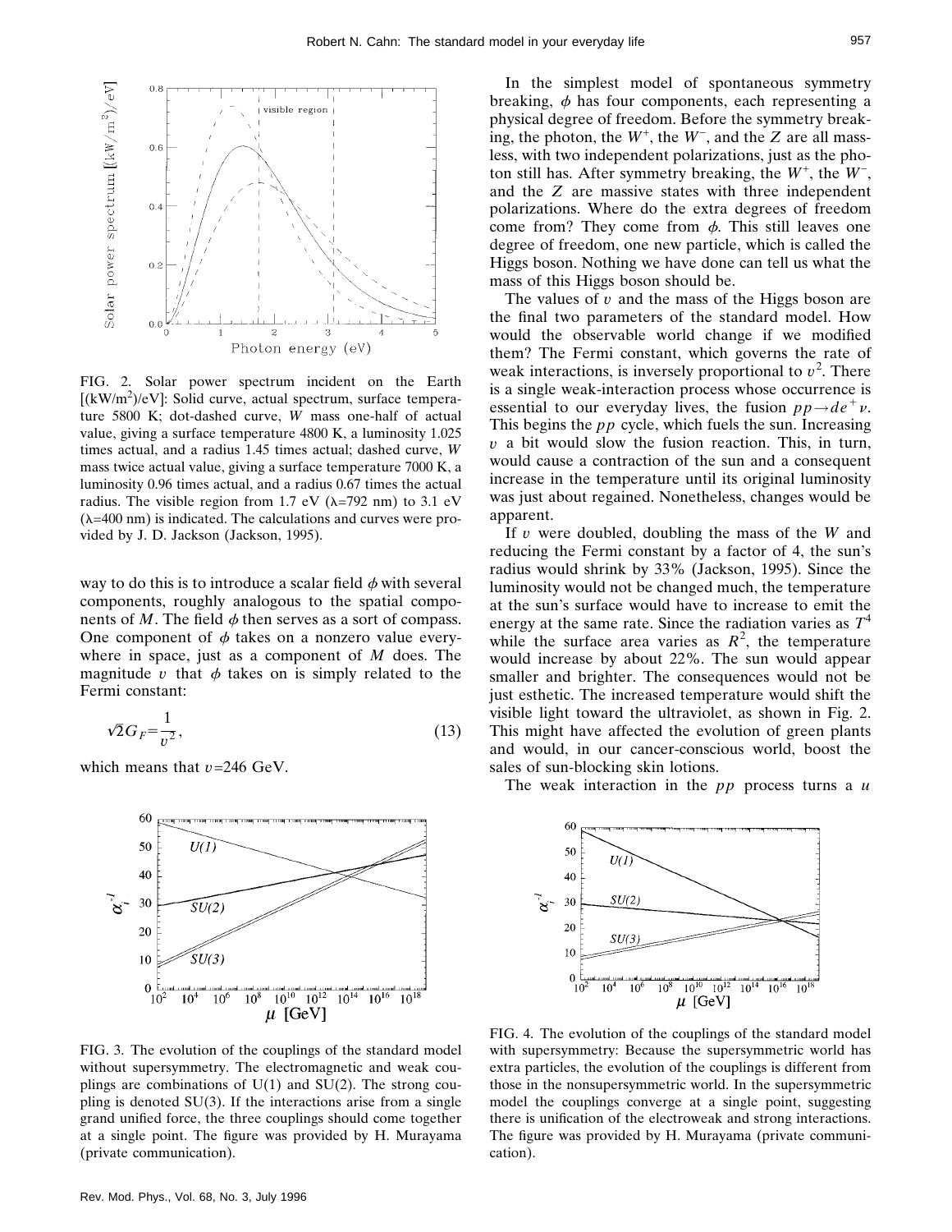FIG. 2. Solar power spectrum incident on the Earth [(kW/m$^2$)/eV]: Solid curve, actual spectrum, surface temperature 5800 K; dot-dashed curve, $W$ mass one-half of actual value, giving a surface temperature 4800 K, a luminosity 1.025 times actual, and a radius 1.45 times actual; dashed curve, $W$ mass twice actual value, giving a surface temperature 7000 K, a luminosity 0.96 times actual, and a radius 0.67 times the actual radius. The visible region from 1.7 eV ($\lambda$=792 nm) to 3.1 eV ($\lambda$=400 nm) is indicated. The calculations and curves were provided by J. D. Jackson (Jackson, 1995).

way to do this is to introduce a scalar field $\phi$ with several components, roughly analogous to the spatial components of $M$. The field $\phi$ then serves as a sort of compass. One component of $\phi$ takes on a nonzero value everywhere in space, just as a component of $M$ does. The magnitude $v$ that $\phi$ takes on is simply related to the Fermi constant:

$$\sqrt{2}G_F=\frac{1}{v^2}, \tag{13}$$

which means that $v$=246 GeV.

In the simplest model of spontaneous symmetry breaking, $\phi$ has four components, each representing a physical degree of freedom. Before the symmetry breaking, the photon, the $W^+$, the $W^-$, and the $Z$ are all massless, with two independent polarizations, just as the photon still has. After symmetry breaking, the $W^+$, the $W^-$, and the $Z$ are massive states with three independent polarizations. Where do the extra degrees of freedom come from? They come from $\phi$. This still leaves one degree of freedom, one new particle, which is called the Higgs boson. Nothing we have done can tell us what the mass of this Higgs boson should be.

The values of $v$ and the mass of the Higgs boson are the final two parameters of the standard model. How would the observable world change if we modified them? The Fermi constant, which governs the rate of weak interactions, is inversely proportional to $v^2$. There is a single weak-interaction process whose occurrence is essential to our everyday lives, the fusion $pp\rightarrow de^+\nu$. This begins the $pp$ cycle, which fuels the sun. Increasing $v$ a bit would slow the fusion reaction. This, in turn, would cause a contraction of the sun and a consequent increase in the temperature until its original luminosity was just about regained. Nonetheless, changes would be apparent.

If $v$ were doubled, doubling the mass of the $W$ and reducing the Fermi constant by a factor of 4, the sun's radius would shrink by 33% (Jackson, 1995). Since the luminosity would not be changed much, the temperature at the sun's surface would have to increase to emit the energy at the same rate. Since the radiation varies as $T^4$ while the surface area varies as $R^2$, the temperature would increase by about 22%. The sun would appear smaller and brighter. The consequences would not be just esthetic. The increased temperature would shift the visible light toward the ultraviolet, as shown in Fig. 2. This might have affected the evolution of green plants and would, in our cancer-conscious world, boost the sales of sun-blocking skin lotions.

The weak interaction in the $pp$ process turns a $u$

FIG. 3. The evolution of the couplings of the standard model without supersymmetry. The electromagnetic and weak couplings are combinations of U(1) and SU(2). The strong coupling is denoted SU(3). If the interactions arise from a single grand unified force, the three couplings should come together at a single point. The figure was provided by H. Murayama (private communication).

FIG. 4. The evolution of the couplings of the standard model with supersymmetry: Because the supersymmetric world has extra particles, the evolution of the couplings is different from those in the nonsupersymmetric world. In the supersymmetric model the couplings converge at a single point, suggesting there is unification of the electroweak and strong interactions. The figure was provided by H. Murayama (private communication).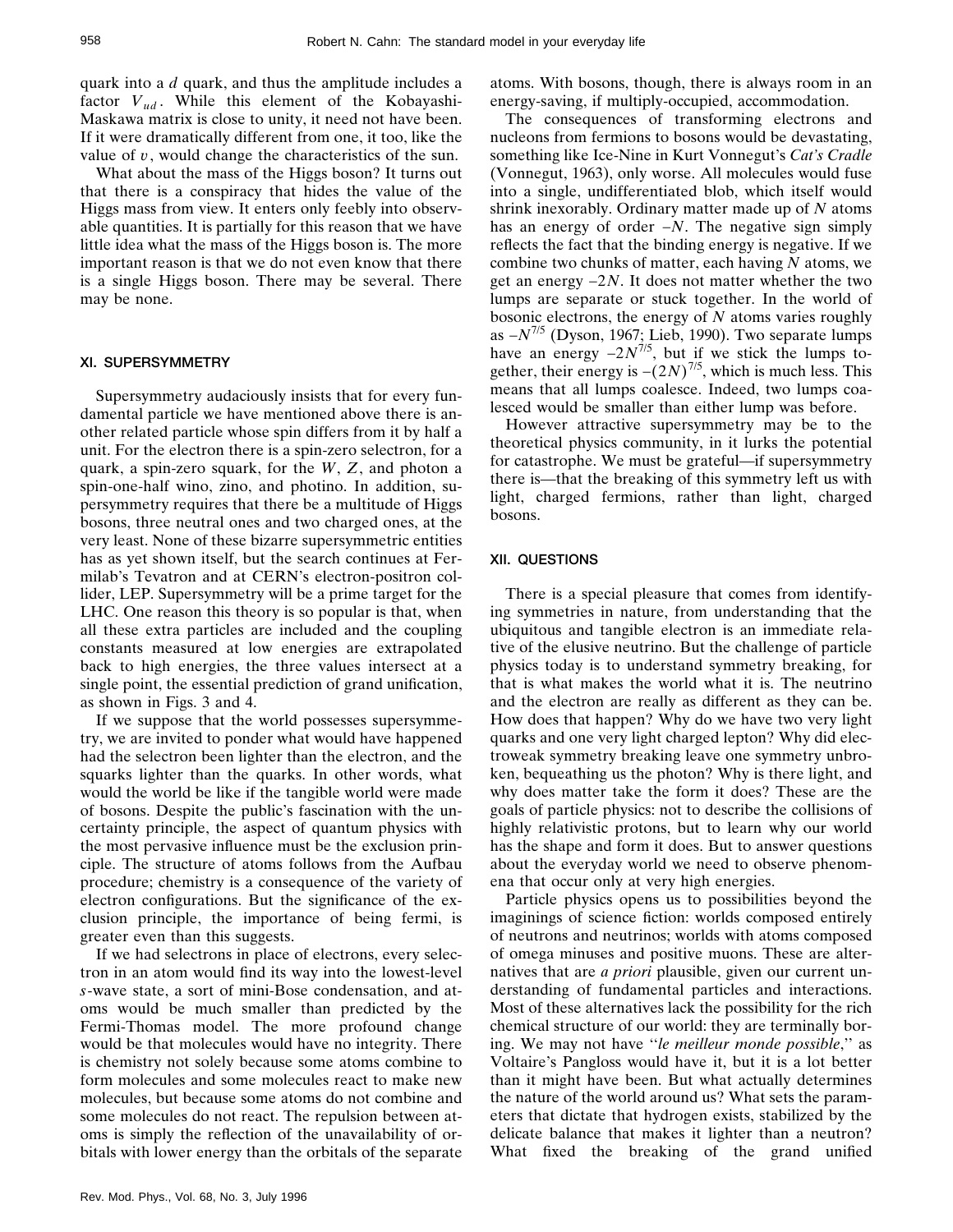quark into a $d$ quark, and thus the amplitude includes a factor $V_{ud}$. While this element of the Kobayashi-Maskawa matrix is close to unity, it need not have been. If it were dramatically different from one, it too, like the value of $v$, would change the characteristics of the sun.

What about the mass of the Higgs boson? It turns out that there is a conspiracy that hides the value of the Higgs mass from view. It enters only feebly into observable quantities. It is partially for this reason that we have little idea what the mass of the Higgs boson is. The more important reason is that we do not even know that there is a single Higgs boson. There may be several. There may be none.

## XI. SUPERSYMMETRY

Supersymmetry audaciously insists that for every fundamental particle we have mentioned above there is another related particle whose spin differs from it by half a unit. For the electron there is a spin-zero selectron, for a quark, a spin-zero squark, for the $W$, $Z$, and photon a spin-one-half wino, zino, and photino. In addition, supersymmetry requires that there be a multitude of Higgs bosons, three neutral ones and two charged ones, at the very least. None of these bizarre supersymmetric entities has as yet shown itself, but the search continues at Fermilab's Tevatron and at CERN's electron-positron collider, LEP. Supersymmetry will be a prime target for the LHC. One reason this theory is so popular is that, when all these extra particles are included and the coupling constants measured at low energies are extrapolated back to high energies, the three values intersect at a single point, the essential prediction of grand unification, as shown in Figs. 3 and 4.

If we suppose that the world possesses supersymmetry, we are invited to ponder what would have happened had the selectron been lighter than the electron, and the squarks lighter than the quarks. In other words, what would the world be like if the tangible world were made of bosons. Despite the public's fascination with the uncertainty principle, the aspect of quantum physics with the most pervasive influence must be the exclusion principle. The structure of atoms follows from the Aufbau procedure; chemistry is a consequence of the variety of electron configurations. But the significance of the exclusion principle, the importance of being fermi, is greater even than this suggests.

If we had selectrons in place of electrons, every selectron in an atom would find its way into the lowest-level $s$-wave state, a sort of mini-Bose condensation, and atoms would be much smaller than predicted by the Fermi-Thomas model. The more profound change would be that molecules would have no integrity. There is chemistry not solely because some atoms combine to form molecules and some molecules react to make new molecules, but because some atoms do not combine and some molecules do not react. The repulsion between atoms is simply the reflection of the unavailability of orbitals with lower energy than the orbitals of the separate atoms. With bosons, though, there is always room in an energy-saving, if multiply-occupied, accommodation.

The consequences of transforming electrons and nucleons from fermions to bosons would be devastating, something like Ice-Nine in Kurt Vonnegut's *Cat's Cradle* (Vonnegut, 1963), only worse. All molecules would fuse into a single, undifferentiated blob, which itself would shrink inexorably. Ordinary matter made up of $N$ atoms has an energy of order $-N$. The negative sign simply reflects the fact that the binding energy is negative. If we combine two chunks of matter, each having $N$ atoms, we get an energy $-2N$. It does not matter whether the two lumps are separate or stuck together. In the world of bosonic electrons, the energy of $N$ atoms varies roughly as $-N^{7/5}$ (Dyson, 1967; Lieb, 1990). Two separate lumps have an energy $-2N^{7/5}$, but if we stick the lumps together, their energy is $-(2N)^{7/5}$, which is much less. This means that all lumps coalesce. Indeed, two lumps coalesced would be smaller than either lump was before.

However attractive supersymmetry may be to the theoretical physics community, in it lurks the potential for catastrophe. We must be grateful—if supersymmetry there is—that the breaking of this symmetry left us with light, charged fermions, rather than light, charged bosons.

## XII. QUESTIONS

There is a special pleasure that comes from identifying symmetries in nature, from understanding that the ubiquitous and tangible electron is an immediate relative of the elusive neutrino. But the challenge of particle physics today is to understand symmetry breaking, for that is what makes the world what it is. The neutrino and the electron are really as different as they can be. How does that happen? Why do we have two very light quarks and one very light charged lepton? Why did electroweak symmetry breaking leave one symmetry unbroken, bequeathing us the photon? Why is there light, and why does matter take the form it does? These are the goals of particle physics: not to describe the collisions of highly relativistic protons, but to learn why our world has the shape and form it does. But to answer questions about the everyday world we need to observe phenomena that occur only at very high energies.

Particle physics opens us to possibilities beyond the imaginings of science fiction: worlds composed entirely of neutrons and neutrinos; worlds with atoms composed of omega minuses and positive muons. These are alternatives that are *a priori* plausible, given our current understanding of fundamental particles and interactions. Most of these alternatives lack the possibility for the rich chemical structure of our world: they are terminally boring. We may not have "*le meilleur monde possible*," as Voltaire's Pangloss would have it, but it is a lot better than it might have been. But what actually determines the nature of the world around us? What sets the parameters that dictate that hydrogen exists, stabilized by the delicate balance that makes it lighter than a neutron? What fixed the breaking of the grand unified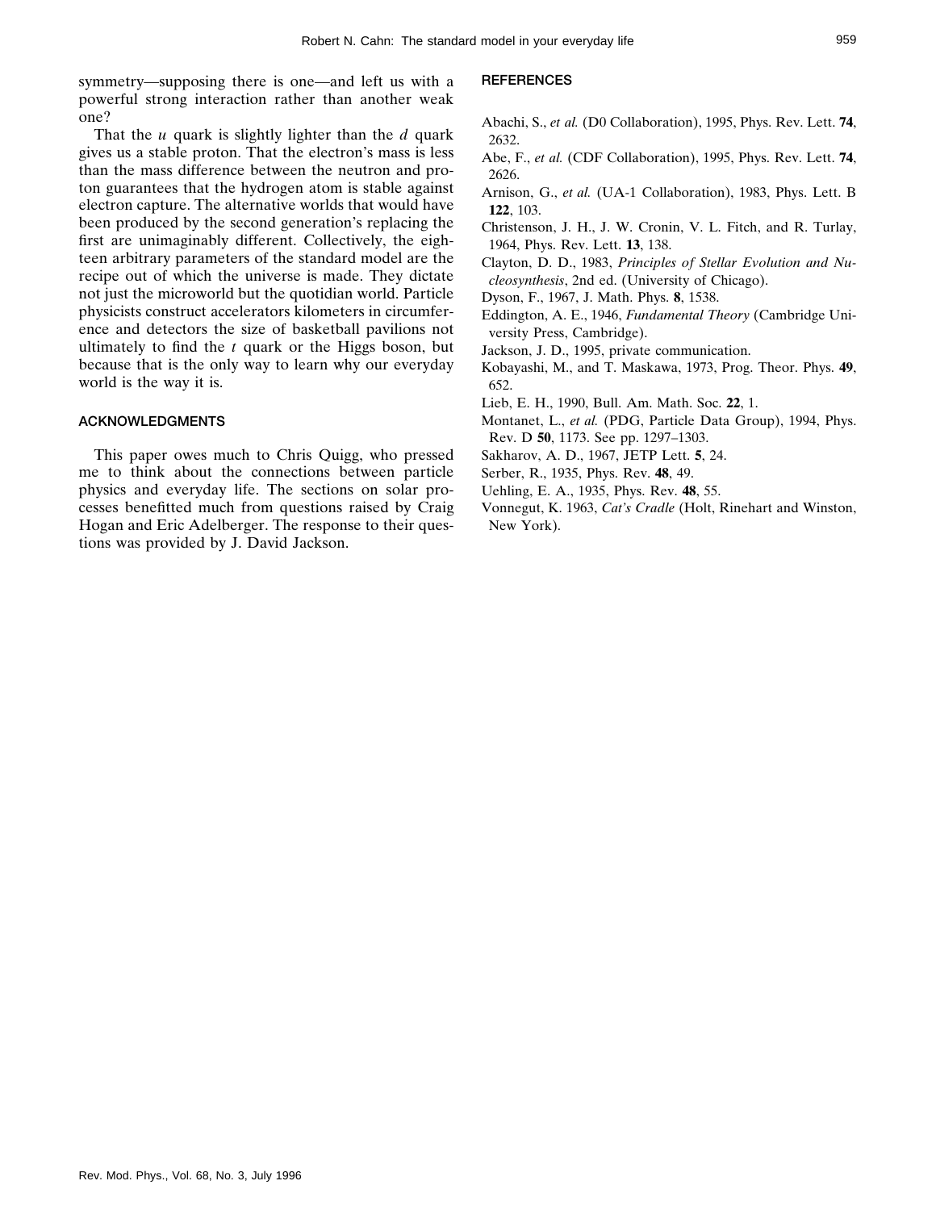symmetry—supposing there is one—and left us with a powerful strong interaction rather than another weak one?

That the *u* quark is slightly lighter than the *d* quark gives us a stable proton. That the electron's mass is less than the mass difference between the neutron and proton guarantees that the hydrogen atom is stable against electron capture. The alternative worlds that would have been produced by the second generation's replacing the first are unimaginably different. Collectively, the eighteen arbitrary parameters of the standard model are the recipe out of which the universe is made. They dictate not just the microworld but the quotidian world. Particle physicists construct accelerators kilometers in circumference and detectors the size of basketball pavilions not ultimately to find the *t* quark or the Higgs boson, but because that is the only way to learn why our everyday world is the way it is.

## ACKNOWLEDGMENTS

This paper owes much to Chris Quigg, who pressed me to think about the connections between particle physics and everyday life. The sections on solar processes benefitted much from questions raised by Craig Hogan and Eric Adelberger. The response to their questions was provided by J. David Jackson.

## REFERENCES

Abachi, S., *et al.* (D0 Collaboration), 1995, Phys. Rev. Lett. **74**, 2632.

Abe, F., *et al.* (CDF Collaboration), 1995, Phys. Rev. Lett. **74**, 2626.

Arnison, G., *et al.* (UA-1 Collaboration), 1983, Phys. Lett. B **122**, 103.

Christenson, J. H., J. W. Cronin, V. L. Fitch, and R. Turlay, 1964, Phys. Rev. Lett. **13**, 138.

Clayton, D. D., 1983, *Principles of Stellar Evolution and Nucleosynthesis*, 2nd ed. (University of Chicago).

Dyson, F., 1967, J. Math. Phys. **8**, 1538.

Eddington, A. E., 1946, *Fundamental Theory* (Cambridge University Press, Cambridge).

Jackson, J. D., 1995, private communication.

Kobayashi, M., and T. Maskawa, 1973, Prog. Theor. Phys. **49**, 652.

Lieb, E. H., 1990, Bull. Am. Math. Soc. **22**, 1.

Montanet, L., *et al.* (PDG, Particle Data Group), 1994, Phys. Rev. D **50**, 1173. See pp. 1297–1303.

Sakharov, A. D., 1967, JETP Lett. **5**, 24.

Serber, R., 1935, Phys. Rev. **48**, 49.

Uehling, E. A., 1935, Phys. Rev. **48**, 55.

Vonnegut, K. 1963, *Cat's Cradle* (Holt, Rinehart and Winston, New York).